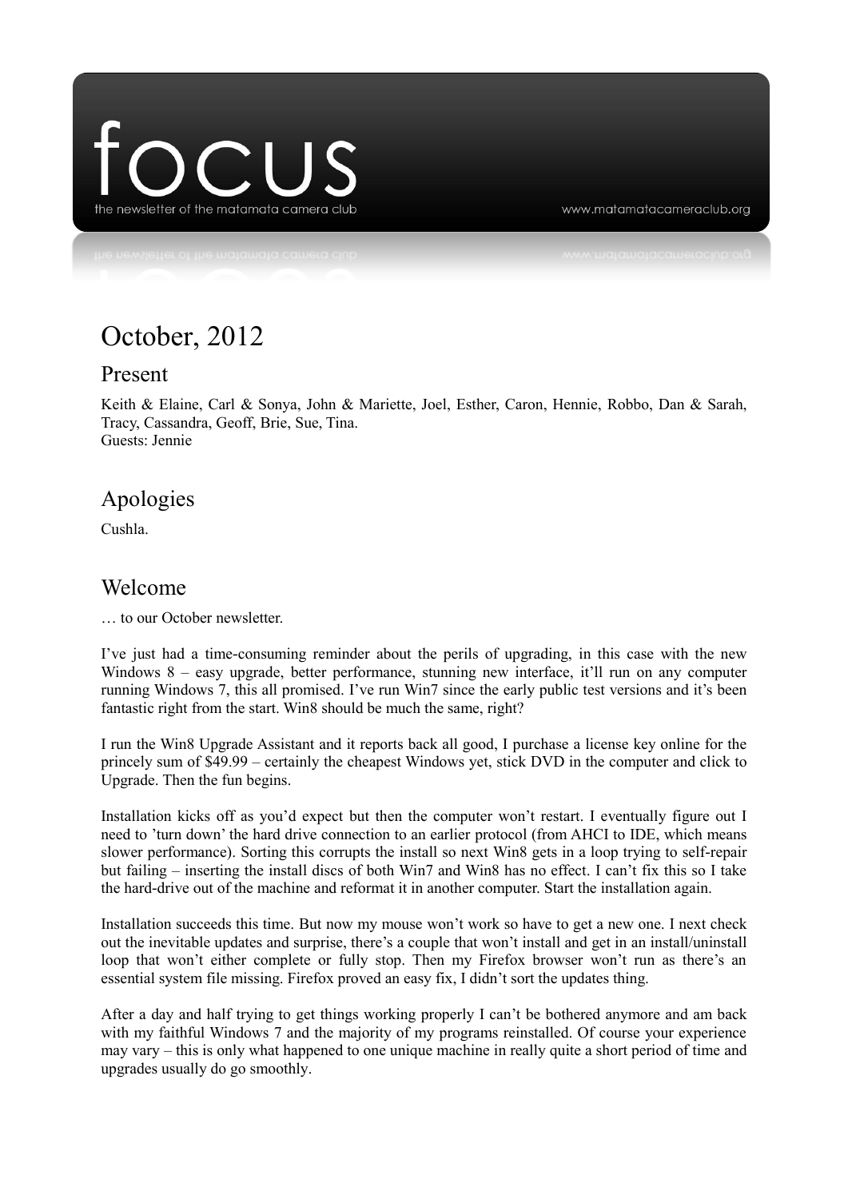# focus

the newsletter of the matamata camera club

www.matamatacameraclub.org

# October, 2012

## Present

Keith & Elaine, Carl & Sonya, John & Mariette, Joel, Esther, Caron, Hennie, Robbo, Dan & Sarah, Tracy, Cassandra, Geoff, Brie, Sue, Tina.
Guests: Jennie

## Apologies

Cushla.

## Welcome

… to our October newsletter.

I've just had a time-consuming reminder about the perils of upgrading, in this case with the new Windows 8 – easy upgrade, better performance, stunning new interface, it'll run on any computer running Windows 7, this all promised. I've run Win7 since the early public test versions and it's been fantastic right from the start. Win8 should be much the same, right?

I run the Win8 Upgrade Assistant and it reports back all good, I purchase a license key online for the princely sum of $49.99 – certainly the cheapest Windows yet, stick DVD in the computer and click to Upgrade. Then the fun begins.

Installation kicks off as you'd expect but then the computer won't restart. I eventually figure out I need to 'turn down' the hard drive connection to an earlier protocol (from AHCI to IDE, which means slower performance). Sorting this corrupts the install so next Win8 gets in a loop trying to self-repair but failing – inserting the install discs of both Win7 and Win8 has no effect. I can't fix this so I take the hard-drive out of the machine and reformat it in another computer. Start the installation again.

Installation succeeds this time. But now my mouse won't work so have to get a new one. I next check out the inevitable updates and surprise, there's a couple that won't install and get in an install/uninstall loop that won't either complete or fully stop. Then my Firefox browser won't run as there's an essential system file missing. Firefox proved an easy fix, I didn't sort the updates thing.

After a day and half trying to get things working properly I can't be bothered anymore and am back with my faithful Windows 7 and the majority of my programs reinstalled. Of course your experience may vary – this is only what happened to one unique machine in really quite a short period of time and upgrades usually do go smoothly.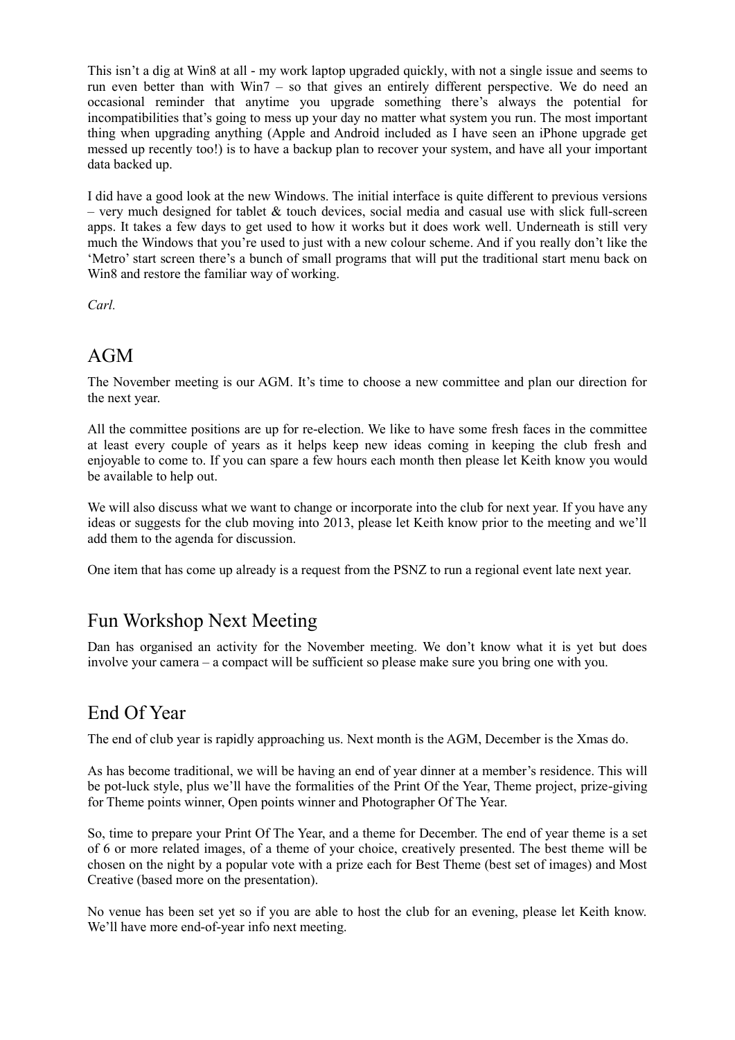This isn’t a dig at Win8 at all - my work laptop upgraded quickly, with not a single issue and seems to run even better than with Win7 – so that gives an entirely different perspective. We do need an occasional reminder that anytime you upgrade something there’s always the potential for incompatibilities that’s going to mess up your day no matter what system you run. The most important thing when upgrading anything (Apple and Android included as I have seen an iPhone upgrade get messed up recently too!) is to have a backup plan to recover your system, and have all your important data backed up.

I did have a good look at the new Windows. The initial interface is quite different to previous versions – very much designed for tablet & touch devices, social media and casual use with slick full-screen apps. It takes a few days to get used to how it works but it does work well. Underneath is still very much the Windows that you’re used to just with a new colour scheme. And if you really don’t like the ‘Metro’ start screen there’s a bunch of small programs that will put the traditional start menu back on Win8 and restore the familiar way of working.

*Carl.*

## AGM

The November meeting is our AGM. It’s time to choose a new committee and plan our direction for the next year.

All the committee positions are up for re-election. We like to have some fresh faces in the committee at least every couple of years as it helps keep new ideas coming in keeping the club fresh and enjoyable to come to. If you can spare a few hours each month then please let Keith know you would be available to help out.

We will also discuss what we want to change or incorporate into the club for next year. If you have any ideas or suggests for the club moving into 2013, please let Keith know prior to the meeting and we’ll add them to the agenda for discussion.

One item that has come up already is a request from the PSNZ to run a regional event late next year.

## Fun Workshop Next Meeting

Dan has organised an activity for the November meeting. We don’t know what it is yet but does involve your camera – a compact will be sufficient so please make sure you bring one with you.

## End Of Year

The end of club year is rapidly approaching us. Next month is the AGM, December is the Xmas do.

As has become traditional, we will be having an end of year dinner at a member’s residence. This will be pot-luck style, plus we’ll have the formalities of the Print Of the Year, Theme project, prize-giving for Theme points winner, Open points winner and Photographer Of The Year.

So, time to prepare your Print Of The Year, and a theme for December. The end of year theme is a set of 6 or more related images, of a theme of your choice, creatively presented. The best theme will be chosen on the night by a popular vote with a prize each for Best Theme (best set of images) and Most Creative (based more on the presentation).

No venue has been set yet so if you are able to host the club for an evening, please let Keith know. We’ll have more end-of-year info next meeting.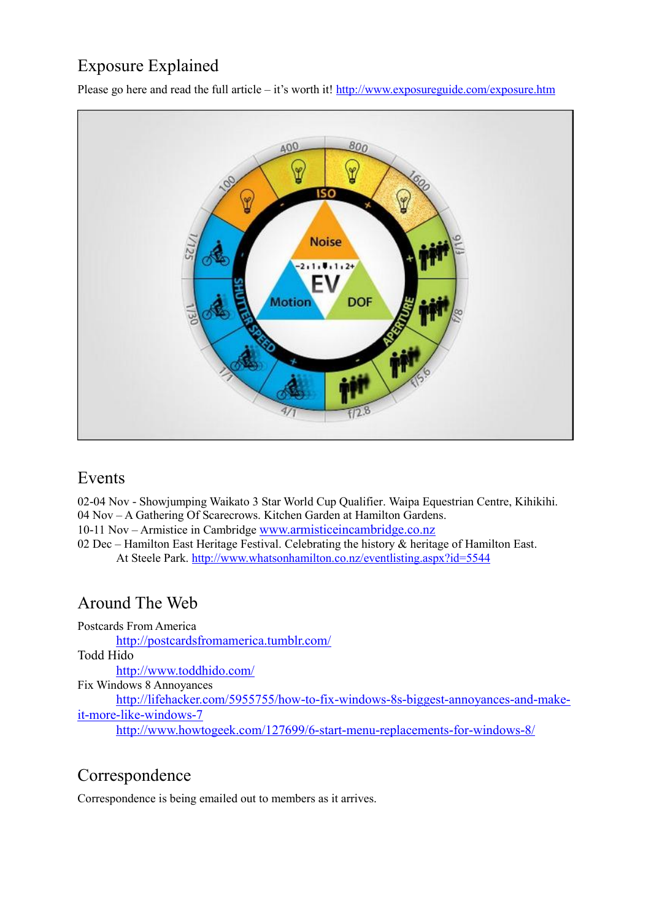## Exposure Explained

Please go here and read the full article – it's worth it! http://www.exposureguide.com/exposure.htm

## Events

02-04 Nov - Showjumping Waikato 3 Star World Cup Qualifier. Waipa Equestrian Centre, Kihikihi.
04 Nov – A Gathering Of Scarecrows. Kitchen Garden at Hamilton Gardens.
10-11 Nov – Armistice in Cambridge www.armisticeincambridge.co.nz
02 Dec – Hamilton East Heritage Festival. Celebrating the history & heritage of Hamilton East.
At Steele Park. http://www.whatsonhamilton.co.nz/eventlisting.aspx?id=5544

## Around The Web

Postcards From America
http://postcardsfromamerica.tumblr.com/
Todd Hido
http://www.toddhido.com/
Fix Windows 8 Annoyances
http://lifehacker.com/5955755/how-to-fix-windows-8s-biggest-annoyances-and-make-it-more-like-windows-7
http://www.howtogeek.com/127699/6-start-menu-replacements-for-windows-8/

## Correspondence

Correspondence is being emailed out to members as it arrives.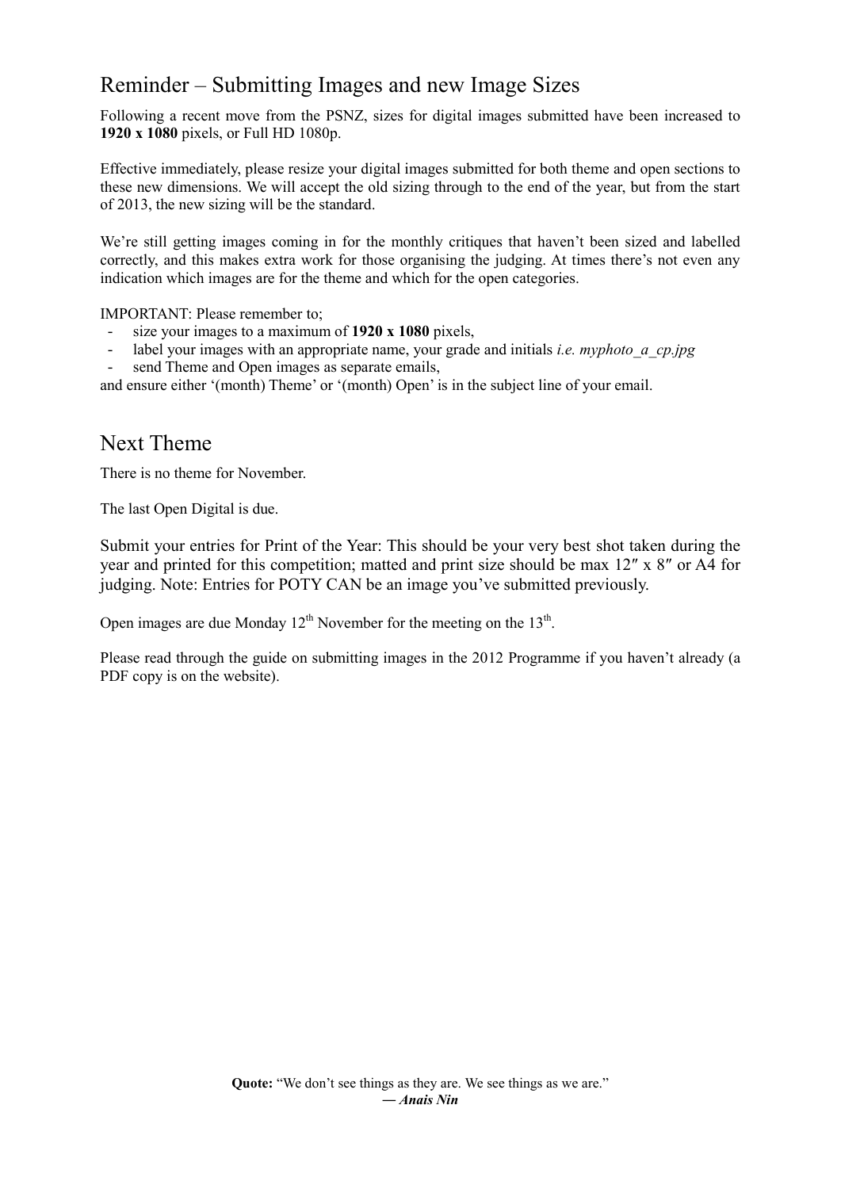## Reminder – Submitting Images and new Image Sizes

Following a recent move from the PSNZ, sizes for digital images submitted have been increased to **1920 x 1080** pixels, or Full HD 1080p.

Effective immediately, please resize your digital images submitted for both theme and open sections to these new dimensions. We will accept the old sizing through to the end of the year, but from the start of 2013, the new sizing will be the standard.

We're still getting images coming in for the monthly critiques that haven't been sized and labelled correctly, and this makes extra work for those organising the judging. At times there's not even any indication which images are for the theme and which for the open categories.

IMPORTANT: Please remember to;

- size your images to a maximum of **1920 x 1080** pixels,
- label your images with an appropriate name, your grade and initials *i.e. myphoto_a_cp.jpg*
- send Theme and Open images as separate emails,

and ensure either '(month) Theme' or '(month) Open' is in the subject line of your email.

## Next Theme

There is no theme for November.

The last Open Digital is due.

Submit your entries for Print of the Year: This should be your very best shot taken during the year and printed for this competition; matted and print size should be max 12″ x 8″ or A4 for judging. Note: Entries for POTY CAN be an image you've submitted previously.

Open images are due Monday 12th November for the meeting on the 13th.

Please read through the guide on submitting images in the 2012 Programme if you haven't already (a PDF copy is on the website).

**Quote:** "We don't see things as they are. We see things as we are."
***― Anais Nin***